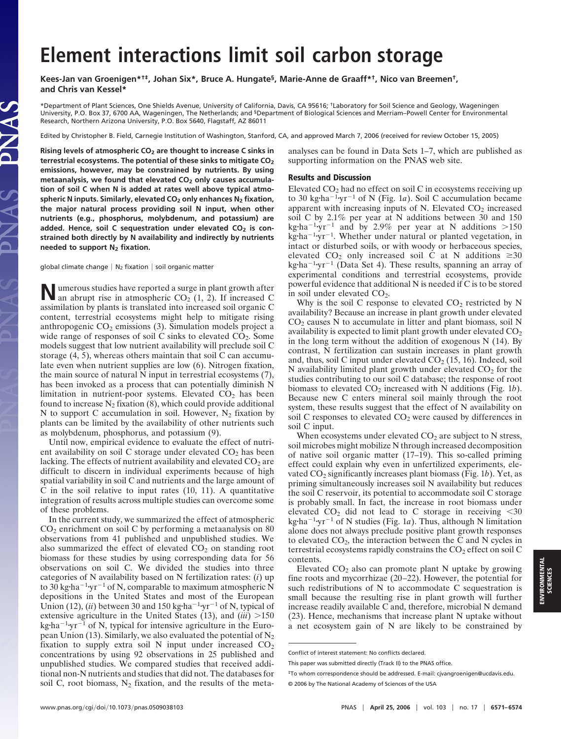# Element interactions limit soil carbon storage

**Kees-Jan van Groenigen[\*†‡], Johan Six[\*], Bruce A. Hungate[§], Marie-Anne de Graaff[\*†], Nico van Breemen[†], and Chris van Kessel[\*]**

[\*]Department of Plant Sciences, One Shields Avenue, University of California, Davis, CA 95616; [†]Laboratory for Soil Science and Geology, Wageningen University, P.O. Box 37, 6700 AA, Wageningen, The Netherlands; and [§]Department of Biological Sciences and Merriam–Powell Center for Environmental Research, Northern Arizona University, P.O. Box 5640, Flagstaff, AZ 86011

Edited by Christopher B. Field, Carnegie Institution of Washington, Stanford, CA, and approved March 7, 2006 (received for review October 15, 2005)

**Rising levels of atmospheric $CO_2$ are thought to increase C sinks in terrestrial ecosystems. The potential of these sinks to mitigate $CO_2$ emissions, however, may be constrained by nutrients. By using metaanalysis, we found that elevated $CO_2$ only causes accumulation of soil C when N is added at rates well above typical atmospheric N inputs. Similarly, elevated $CO_2$ only enhances $N_2$ fixation, the major natural process providing soil N input, when other nutrients (e.g., phosphorus, molybdenum, and potassium) are added. Hence, soil C sequestration under elevated $CO_2$ is constrained both directly by N availability and indirectly by nutrients needed to support $N_2$ fixation.**

global climate change | $N_2$ fixation | soil organic matter

Numerous studies have reported a surge in plant growth after an abrupt rise in atmospheric $CO_2$ (1, 2). If increased C assimilation by plants is translated into increased soil organic C content, terrestrial ecosystems might help to mitigate rising anthropogenic $CO_2$ emissions (3). Simulation models project a wide range of responses of soil C sinks to elevated $CO_2$. Some models suggest that low nutrient availability will preclude soil C storage (4, 5), whereas others maintain that soil C can accumulate even when nutrient supplies are low (6). Nitrogen fixation, the main source of natural N input in terrestrial ecosystems (7), has been invoked as a process that can potentially diminish N limitation in nutrient-poor systems. Elevated $CO_2$ has been found to increase $N_2$ fixation (8), which could provide additional N to support C accumulation in soil. However, $N_2$ fixation by plants can be limited by the availability of other nutrients such as molybdenum, phosphorus, and potassium (9).

Until now, empirical evidence to evaluate the effect of nutrient availability on soil C storage under elevated $CO_2$ has been lacking. The effects of nutrient availability and elevated $CO_2$ are difficult to discern in individual experiments because of high spatial variability in soil C and nutrients and the large amount of C in the soil relative to input rates (10, 11). A quantitative integration of results across multiple studies can overcome some of these problems.

In the current study, we summarized the effect of atmospheric $CO_2$ enrichment on soil C by performing a metaanalysis on 80 observations from 41 published and unpublished studies. We also summarized the effect of elevated $CO_2$ on standing root biomass for these studies by using corresponding data for 56 observations on soil C. We divided the studies into three categories of N availability based on N fertilization rates: (*i*) up to 30 kg·ha$^{-1}$·yr$^{-1}$ of N, comparable to maximum atmospheric N depositions in the United States and most of the European Union (12), (*ii*) between 30 and 150 kg·ha$^{-1}$·yr$^{-1}$ of N, typical of extensive agriculture in the United States (13), and (*iii*) >150 kg·ha$^{-1}$·yr$^{-1}$ of N, typical for intensive agriculture in the European Union (13). Similarly, we also evaluated the potential of $N_2$ fixation to supply extra soil N input under increased $CO_2$ concentrations by using 92 observations in 25 published and unpublished studies. We compared studies that received additional non-N nutrients and studies that did not. The databases for soil C, root biomass, $N_2$ fixation, and the results of the metaanalyses can be found in Data Sets 1–7, which are published as supporting information on the PNAS web site.

## Results and Discussion

Elevated $CO_2$ had no effect on soil C in ecosystems receiving up to 30 kg·ha$^{-1}$·yr$^{-1}$ of N (Fig. 1*a*). Soil C accumulation became apparent with increasing inputs of N. Elevated $CO_2$ increased soil C by 2.1% per year at N additions between 30 and 150 kg·ha$^{-1}$·yr$^{-1}$ and by 2.9% per year at N additions >150 kg·ha$^{-1}$·yr$^{-1}$. Whether under natural or planted vegetation, in intact or disturbed soils, or with woody or herbaceous species, elevated $CO_2$ only increased soil C at N additions ≥30 kg·ha$^{-1}$·yr$^{-1}$ (Data Set 4). These results, spanning an array of experimental conditions and terrestrial ecosystems, provide powerful evidence that additional N is needed if C is to be stored in soil under elevated $CO_2$.

Why is the soil C response to elevated $CO_2$ restricted by N availability? Because an increase in plant growth under elevated $CO_2$ causes N to accumulate in litter and plant biomass, soil N availability is expected to limit plant growth under elevated $CO_2$ in the long term without the addition of exogenous N (14). By contrast, N fertilization can sustain increases in plant growth and, thus, soil C input under elevated $CO_2$ (15, 16). Indeed, soil N availability limited plant growth under elevated $CO_2$ for the studies contributing to our soil C database; the response of root biomass to elevated $CO_2$ increased with N additions (Fig. 1*b*). Because new C enters mineral soil mainly through the root system, these results suggest that the effect of N availability on soil C responses to elevated $CO_2$ were caused by differences in soil C input.

When ecosystems under elevated $CO_2$ are subject to N stress, soil microbes might mobilize N through increased decomposition of native soil organic matter (17–19). This so-called priming effect could explain why even in unfertilized experiments, elevated $CO_2$ significantly increases plant biomass (Fig. 1*b*). Yet, as priming simultaneously increases soil N availability but reduces the soil C reservoir, its potential to accommodate soil C storage is probably small. In fact, the increase in root biomass under elevated $CO_2$ did not lead to C storage in receiving <30 kg·ha$^{-1}$·yr$^{-1}$ of N studies (Fig. 1*a*). Thus, although N limitation alone does not always preclude positive plant growth responses to elevated $CO_2$, the interaction between the C and N cycles in terrestrial ecosystems rapidly constrains the $CO_2$ effect on soil C contents.

Elevated $CO_2$ also can promote plant N uptake by growing fine roots and mycorrhizae (20–22). However, the potential for such redistributions of N to accommodate C sequestration is small because the resulting rise in plant growth will further increase readily available C and, therefore, microbial N demand (23). Hence, mechanisms that increase plant N uptake without a net ecosystem gain of N are likely to be constrained by

Conflict of interest statement: No conflicts declared.

This paper was submitted directly (Track II) to the PNAS office.

[‡]To whom correspondence should be addressed. E-mail: cjvangroenigen@ucdavis.edu.

© 2006 by The National Academy of Sciences of the USA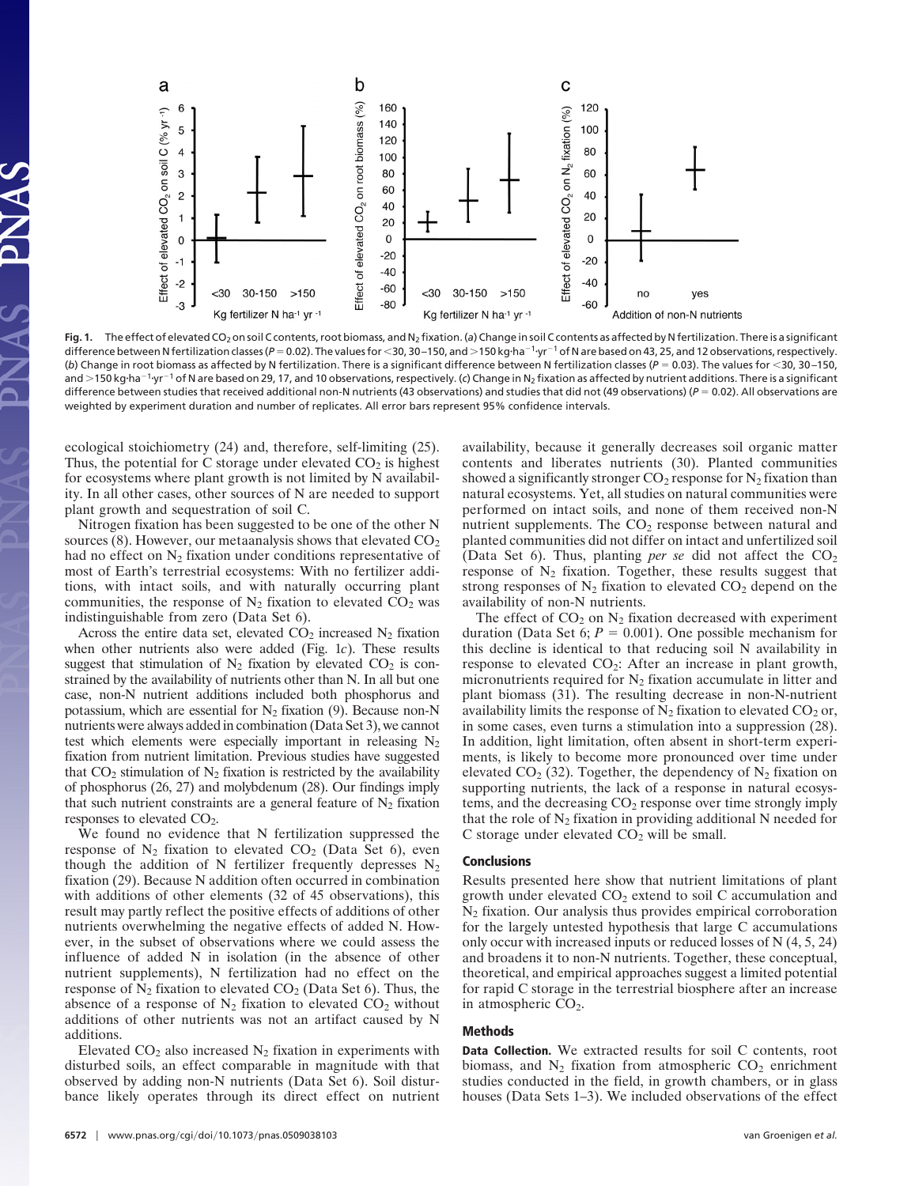**Fig. 1.** The effect of elevated $CO_2$ on soil C contents, root biomass, and $N_2$ fixation. (*a*) Change in soil C contents as affected by N fertilization. There is a significant difference between N fertilization classes ($P = 0.02$). The values for <30, 30–150, and >150 kg·ha$^{-1}$·yr$^{-1}$ of N are based on 43, 25, and 12 observations, respectively. (*b*) Change in root biomass as affected by N fertilization. There is a significant difference between N fertilization classes ($P = 0.03$). The values for <30, 30–150, and >150 kg·ha$^{-1}$·yr$^{-1}$ of N are based on 29, 17, and 10 observations, respectively. (*c*) Change in $N_2$ fixation as affected by nutrient additions. There is a significant difference between studies that received additional non-N nutrients (43 observations) and studies that did not (49 observations) ($P = 0.02$). All observations are weighted by experiment duration and number of replicates. All error bars represent 95% confidence intervals.

ecological stoichiometry (24) and, therefore, self-limiting (25). Thus, the potential for C storage under elevated $CO_2$ is highest for ecosystems where plant growth is not limited by N availability. In all other cases, other sources of N are needed to support plant growth and sequestration of soil C.

Nitrogen fixation has been suggested to be one of the other N sources (8). However, our metaanalysis shows that elevated $CO_2$ had no effect on $N_2$ fixation under conditions representative of most of Earth's terrestrial ecosystems: With no fertilizer additions, with intact soils, and with naturally occurring plant communities, the response of $N_2$ fixation to elevated $CO_2$ was indistinguishable from zero (Data Set 6).

Across the entire data set, elevated $CO_2$ increased $N_2$ fixation when other nutrients also were added (Fig. 1*c*). These results suggest that stimulation of $N_2$ fixation by elevated $CO_2$ is constrained by the availability of nutrients other than N. In all but one case, non-N nutrient additions included both phosphorus and potassium, which are essential for $N_2$ fixation (9). Because non-N nutrients were always added in combination (Data Set 3), we cannot test which elements were especially important in releasing $N_2$ fixation from nutrient limitation. Previous studies have suggested that $CO_2$ stimulation of $N_2$ fixation is restricted by the availability of phosphorus (26, 27) and molybdenum (28). Our findings imply that such nutrient constraints are a general feature of $N_2$ fixation responses to elevated $CO_2$.

We found no evidence that N fertilization suppressed the response of $N_2$ fixation to elevated $CO_2$ (Data Set 6), even though the addition of N fertilizer frequently depresses $N_2$ fixation (29). Because N addition often occurred in combination with additions of other elements (32 of 45 observations), this result may partly reflect the positive effects of additions of other nutrients overwhelming the negative effects of added N. However, in the subset of observations where we could assess the influence of added N in isolation (in the absence of other nutrient supplements), N fertilization had no effect on the response of $N_2$ fixation to elevated $CO_2$ (Data Set 6). Thus, the absence of a response of $N_2$ fixation to elevated $CO_2$ without additions of other nutrients was not an artifact caused by N additions.

Elevated $CO_2$ also increased $N_2$ fixation in experiments with disturbed soils, an effect comparable in magnitude with that observed by adding non-N nutrients (Data Set 6). Soil disturbance likely operates through its direct effect on nutrient availability, because it generally decreases soil organic matter contents and liberates nutrients (30). Planted communities showed a significantly stronger $CO_2$ response for $N_2$ fixation than natural ecosystems. Yet, all studies on natural communities were performed on intact soils, and none of them received non-N nutrient supplements. The $CO_2$ response between natural and planted communities did not differ on intact and unfertilized soil (Data Set 6). Thus, planting *per se* did not affect the $CO_2$ response of $N_2$ fixation. Together, these results suggest that strong responses of $N_2$ fixation to elevated $CO_2$ depend on the availability of non-N nutrients.

The effect of $CO_2$ on $N_2$ fixation decreased with experiment duration (Data Set 6; $P = 0.001$). One possible mechanism for this decline is identical to that reducing soil N availability in response to elevated $CO_2$: After an increase in plant growth, micronutrients required for $N_2$ fixation accumulate in litter and plant biomass (31). The resulting decrease in non-N-nutrient availability limits the response of $N_2$ fixation to elevated $CO_2$ or, in some cases, even turns a stimulation into a suppression (28). In addition, light limitation, often absent in short-term experiments, is likely to become more pronounced over time under elevated $CO_2$ (32). Together, the dependency of $N_2$ fixation on supporting nutrients, the lack of a response in natural ecosystems, and the decreasing $CO_2$ response over time strongly imply that the role of $N_2$ fixation in providing additional N needed for C storage under elevated $CO_2$ will be small.

## Conclusions

Results presented here show that nutrient limitations of plant growth under elevated $CO_2$ extend to soil C accumulation and $N_2$ fixation. Our analysis thus provides empirical corroboration for the largely untested hypothesis that large C accumulations only occur with increased inputs or reduced losses of N (4, 5, 24) and broadens it to non-N nutrients. Together, these conceptual, theoretical, and empirical approaches suggest a limited potential for rapid C storage in the terrestrial biosphere after an increase in atmospheric $CO_2$.

## Methods

**Data Collection.** We extracted results for soil C contents, root biomass, and $N_2$ fixation from atmospheric $CO_2$ enrichment studies conducted in the field, in growth chambers, or in glass houses (Data Sets 1–3). We included observations of the effect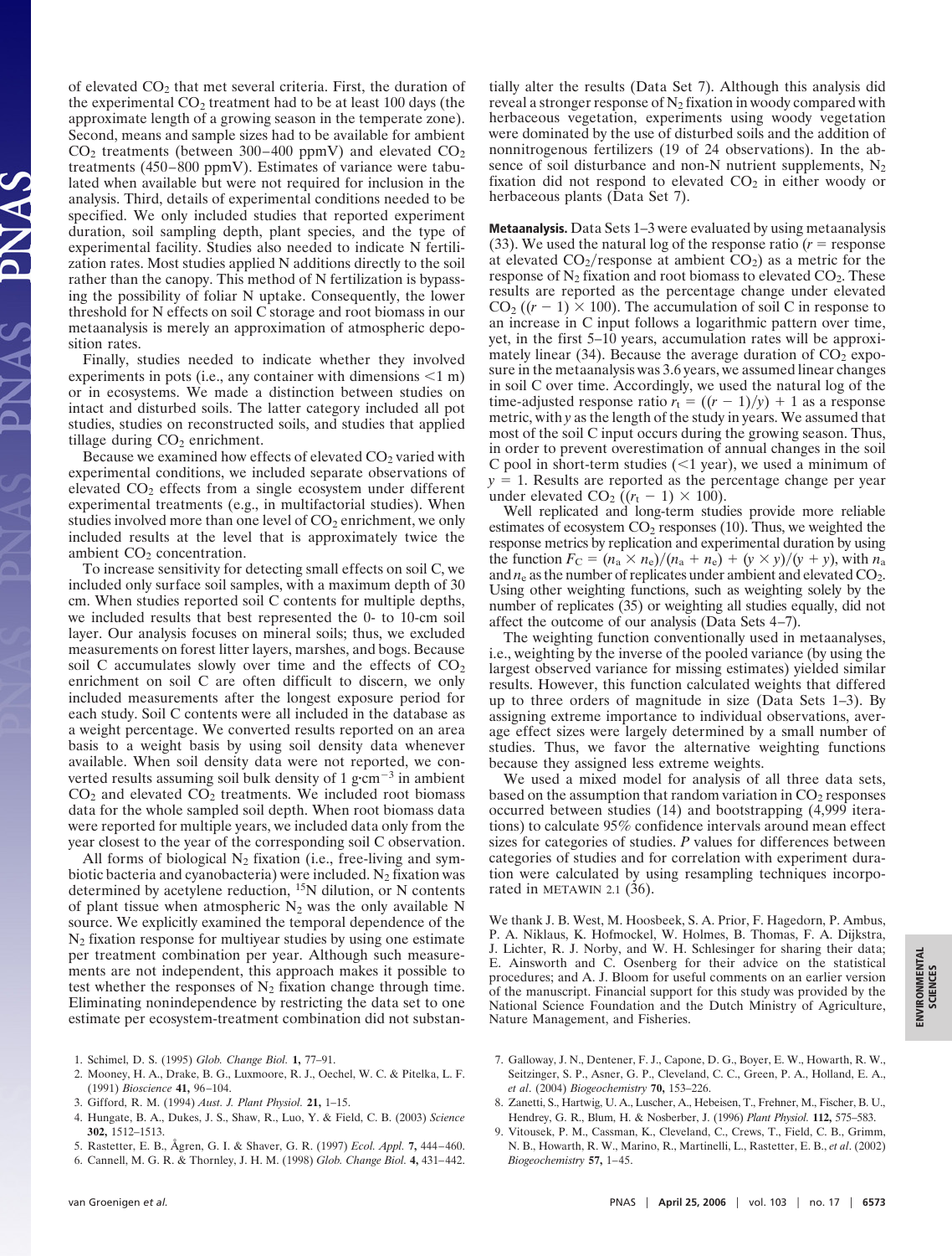of elevated $CO_2$ that met several criteria. First, the duration of the experimental $CO_2$ treatment had to be at least 100 days (the approximate length of a growing season in the temperate zone). Second, means and sample sizes had to be available for ambient $CO_2$ treatments (between 300–400 ppmV) and elevated $CO_2$ treatments (450–800 ppmV). Estimates of variance were tabulated when available but were not required for inclusion in the analysis. Third, details of experimental conditions needed to be specified. We only included studies that reported experiment duration, soil sampling depth, plant species, and the type of experimental facility. Studies also needed to indicate N fertilization rates. Most studies applied N additions directly to the soil rather than the canopy. This method of N fertilization is bypassing the possibility of foliar N uptake. Consequently, the lower threshold for N effects on soil C storage and root biomass in our metaanalysis is merely an approximation of atmospheric deposition rates.

Finally, studies needed to indicate whether they involved experiments in pots (i.e., any container with dimensions <1 m) or in ecosystems. We made a distinction between studies on intact and disturbed soils. The latter category included all pot studies, studies on reconstructed soils, and studies that applied tillage during $CO_2$ enrichment.

Because we examined how effects of elevated $CO_2$ varied with experimental conditions, we included separate observations of elevated $CO_2$ effects from a single ecosystem under different experimental treatments (e.g., in multifactorial studies). When studies involved more than one level of $CO_2$ enrichment, we only included results at the level that is approximately twice the ambient $CO_2$ concentration.

To increase sensitivity for detecting small effects on soil C, we included only surface soil samples, with a maximum depth of 30 cm. When studies reported soil C contents for multiple depths, we included results that best represented the 0- to 10-cm soil layer. Our analysis focuses on mineral soils; thus, we excluded measurements on forest litter layers, marshes, and bogs. Because soil C accumulates slowly over time and the effects of $CO_2$ enrichment on soil C are often difficult to discern, we only included measurements after the longest exposure period for each study. Soil C contents were all included in the database as a weight percentage. We converted results reported on an area basis to a weight basis by using soil density data whenever available. When soil density data were not reported, we converted results assuming soil bulk density of 1 $g \cdot cm^{-3}$ in ambient $CO_2$ and elevated $CO_2$ treatments. We included root biomass data for the whole sampled soil depth. When root biomass data were reported for multiple years, we included data only from the year closest to the year of the corresponding soil C observation.

All forms of biological $N_2$ fixation (i.e., free-living and symbiotic bacteria and cyanobacteria) were included. $N_2$ fixation was determined by acetylene reduction, $^{15}N$ dilution, or N contents of plant tissue when atmospheric $N_2$ was the only available N source. We explicitly examined the temporal dependence of the $N_2$ fixation response for multiyear studies by using one estimate per treatment combination per year. Although such measurements are not independent, this approach makes it possible to test whether the responses of $N_2$ fixation change through time. Eliminating nonindependence by restricting the data set to one estimate per ecosystem-treatment combination did not substantially alter the results (Data Set 7). Although this analysis did reveal a stronger response of $N_2$ fixation in woody compared with herbaceous vegetation, experiments using woody vegetation were dominated by the use of disturbed soils and the addition of nonnitrogenous fertilizers (19 of 24 observations). In the absence of soil disturbance and non-N nutrient supplements, $N_2$ fixation did not respond to elevated $CO_2$ in either woody or herbaceous plants (Data Set 7).

**Metaanalysis.** Data Sets 1–3 were evaluated by using metaanalysis (33). We used the natural log of the response ratio ($r$ = response at elevated $CO_2$/response at ambient $CO_2$) as a metric for the response of $N_2$ fixation and root biomass to elevated $CO_2$. These results are reported as the percentage change under elevated $CO_2$ ($(r - 1) \times 100$). The accumulation of soil C in response to an increase in C input follows a logarithmic pattern over time, yet, in the first 5–10 years, accumulation rates will be approximately linear (34). Because the average duration of $CO_2$ exposure in the metaanalysis was 3.6 years, we assumed linear changes in soil C over time. Accordingly, we used the natural log of the time-adjusted response ratio $r_t = ((r - 1)/y) + 1$ as a response metric, with $y$ as the length of the study in years. We assumed that most of the soil C input occurs during the growing season. Thus, in order to prevent overestimation of annual changes in the soil C pool in short-term studies (<1 year), we used a minimum of $y = 1$. Results are reported as the percentage change per year under elevated $CO_2$ ($(r_t - 1) \times 100$).

Well replicated and long-term studies provide more reliable estimates of ecosystem $CO_2$ responses (10). Thus, we weighted the response metrics by replication and experimental duration by using the function $F_C = (n_a \times n_e)/(n_a + n_e) + (y \times y)/(y + y)$, with $n_a$ and $n_e$ as the number of replicates under ambient and elevated $CO_2$. Using other weighting functions, such as weighting solely by the number of replicates (35) or weighting all studies equally, did not affect the outcome of our analysis (Data Sets 4–7).

The weighting function conventionally used in metaanalyses, i.e., weighting by the inverse of the pooled variance (by using the largest observed variance for missing estimates) yielded similar results. However, this function calculated weights that differed up to three orders of magnitude in size (Data Sets 1–3). By assigning extreme importance to individual observations, average effect sizes were largely determined by a small number of studies. Thus, we favor the alternative weighting functions because they assigned less extreme weights.

We used a mixed model for analysis of all three data sets, based on the assumption that random variation in $CO_2$ responses occurred between studies (14) and bootstrapping (4,999 iterations) to calculate 95% confidence intervals around mean effect sizes for categories of studies. $P$ values for differences between categories of studies and for correlation with experiment duration were calculated by using resampling techniques incorporated in METAWIN 2.1 (36).

We thank J. B. West, M. Hoosbeek, S. A. Prior, F. Hagedorn, P. Ambus, P. A. Niklaus, K. Hofmockel, W. Holmes, B. Thomas, F. A. Dijkstra, J. Lichter, R. J. Norby, and W. H. Schlesinger for sharing their data; E. Ainsworth and C. Osenberg for their advice on the statistical procedures; and A. J. Bloom for useful comments on an earlier version of the manuscript. Financial support for this study was provided by the National Science Foundation and the Dutch Ministry of Agriculture, Nature Management, and Fisheries.

1. Schimel, D. S. (1995) *Glob. Change Biol.* **1,** 77–91.
2. Mooney, H. A., Drake, B. G., Luxmoore, R. J., Oechel, W. C. & Pitelka, L. F. (1991) *Bioscience* **41,** 96–104.
3. Gifford, R. M. (1994) *Aust. J. Plant Physiol.* **21,** 1–15.
4. Hungate, B. A., Dukes, J. S., Shaw, R., Luo, Y. & Field, C. B. (2003) *Science* **302,** 1512–1513.
5. Rastetter, E. B., Ågren, G. I. & Shaver, G. R. (1997) *Ecol. Appl.* **7,** 444–460.
6. Cannell, M. G. R. & Thornley, J. H. M. (1998) *Glob. Change Biol.* **4,** 431–442.
7. Galloway, J. N., Dentener, F. J., Capone, D. G., Boyer, E. W., Howarth, R. W., Seitzinger, S. P., Asner, G. P., Cleveland, C. C., Green, P. A., Holland, E. A., *et al*. (2004) *Biogeochemistry* **70,** 153–226.
8. Zanetti, S., Hartwig, U. A., Luscher, A., Hebeisen, T., Frehner, M., Fischer, B. U., Hendrey, G. R., Blum, H. & Nosberger, J. (1996) *Plant Physiol.* **112,** 575–583.
9. Vitousek, P. M., Cassman, K., Cleveland, C., Crews, T., Field, C. B., Grimm, N. B., Howarth, R. W., Marino, R., Martinelli, L., Rastetter, E. B., *et al*. (2002) *Biogeochemistry* **57,** 1–45.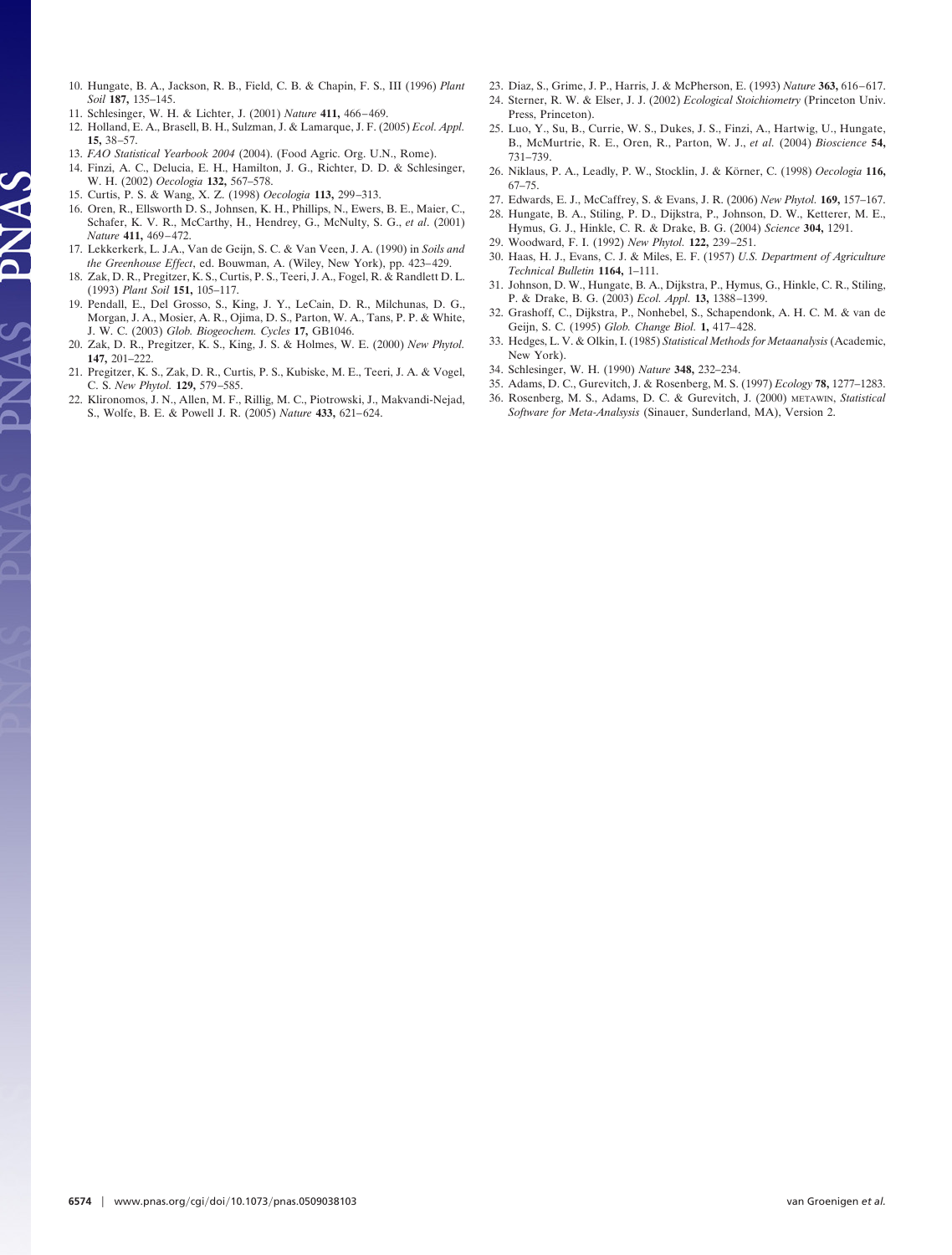10. Hungate, B. A., Jackson, R. B., Field, C. B. & Chapin, F. S., III (1996) *Plant Soil* **187,** 135–145.
11. Schlesinger, W. H. & Lichter, J. (2001) *Nature* **411,** 466–469.
12. Holland, E. A., Brasell, B. H., Sulzman, J. & Lamarque, J. F. (2005) *Ecol. Appl.* **15,** 38–57.
13. *FAO Statistical Yearbook 2004* (2004). (Food Agric. Org. U.N., Rome).
14. Finzi, A. C., Delucia, E. H., Hamilton, J. G., Richter, D. D. & Schlesinger, W. H. (2002) *Oecologia* **132,** 567–578.
15. Curtis, P. S. & Wang, X. Z. (1998) *Oecologia* **113,** 299–313.
16. Oren, R., Ellsworth D. S., Johnsen, K. H., Phillips, N., Ewers, B. E., Maier, C., Schafer, K. V. R., McCarthy, H., Hendrey, G., McNulty, S. G., *et al*. (2001) *Nature* **411,** 469–472.
17. Lekkerkerk, L. J.A., Van de Geijn, S. C. & Van Veen, J. A. (1990) in *Soils and the Greenhouse Effect*, ed. Bouwman, A. (Wiley, New York), pp. 423–429.
18. Zak, D. R., Pregitzer, K. S., Curtis, P. S., Teeri, J. A., Fogel, R. & Randlett D. L. (1993) *Plant Soil* **151,** 105–117.
19. Pendall, E., Del Grosso, S., King, J. Y., LeCain, D. R., Milchunas, D. G., Morgan, J. A., Mosier, A. R., Ojima, D. S., Parton, W. A., Tans, P. P. & White, J. W. C. (2003) *Glob. Biogeochem. Cycles* **17,** GB1046.
20. Zak, D. R., Pregitzer, K. S., King, J. S. & Holmes, W. E. (2000) *New Phytol.* **147,** 201–222.
21. Pregitzer, K. S., Zak, D. R., Curtis, P. S., Kubiske, M. E., Teeri, J. A. & Vogel, C. S. *New Phytol.* **129,** 579–585.
22. Klironomos, J. N., Allen, M. F., Rillig, M. C., Piotrowski, J., Makvandi-Nejad, S., Wolfe, B. E. & Powell J. R. (2005) *Nature* **433,** 621–624.
23. Diaz, S., Grime, J. P., Harris, J. & McPherson, E. (1993) *Nature* **363,** 616–617.
24. Sterner, R. W. & Elser, J. J. (2002) *Ecological Stoichiometry* (Princeton Univ. Press, Princeton).
25. Luo, Y., Su, B., Currie, W. S., Dukes, J. S., Finzi, A., Hartwig, U., Hungate, B., McMurtrie, R. E., Oren, R., Parton, W. J., *et al.* (2004) *Bioscience* **54,** 731–739.
26. Niklaus, P. A., Leadly, P. W., Stocklin, J. & Körner, C. (1998) *Oecologia* **116,** 67–75.
27. Edwards, E. J., McCaffrey, S. & Evans, J. R. (2006) *New Phytol.* **169,** 157–167.
28. Hungate, B. A., Stiling, P. D., Dijkstra, P., Johnson, D. W., Ketterer, M. E., Hymus, G. J., Hinkle, C. R. & Drake, B. G. (2004) *Science* **304,** 1291.
29. Woodward, F. I. (1992) *New Phytol.* **122,** 239–251.
30. Haas, H. J., Evans, C. J. & Miles, E. F. (1957) *U.S. Department of Agriculture Technical Bulletin* **1164,** 1–111.
31. Johnson, D. W., Hungate, B. A., Dijkstra, P., Hymus, G., Hinkle, C. R., Stiling, P. & Drake, B. G. (2003) *Ecol. Appl.* **13,** 1388–1399.
32. Grashoff, C., Dijkstra, P., Nonhebel, S., Schapendonk, A. H. C. M. & van de Geijn, S. C. (1995) *Glob. Change Biol.* **1,** 417–428.
33. Hedges, L. V. & Olkin, I. (1985) *Statistical Methods for Metaanalysis* (Academic, New York).
34. Schlesinger, W. H. (1990) *Nature* **348,** 232–234.
35. Adams, D. C., Gurevitch, J. & Rosenberg, M. S. (1997) *Ecology* **78,** 1277–1283.
36. Rosenberg, M. S., Adams, D. C. & Gurevitch, J. (2000) METAWIN, *Statistical Software for Meta-Analsysis* (Sinauer, Sunderland, MA), Version 2.